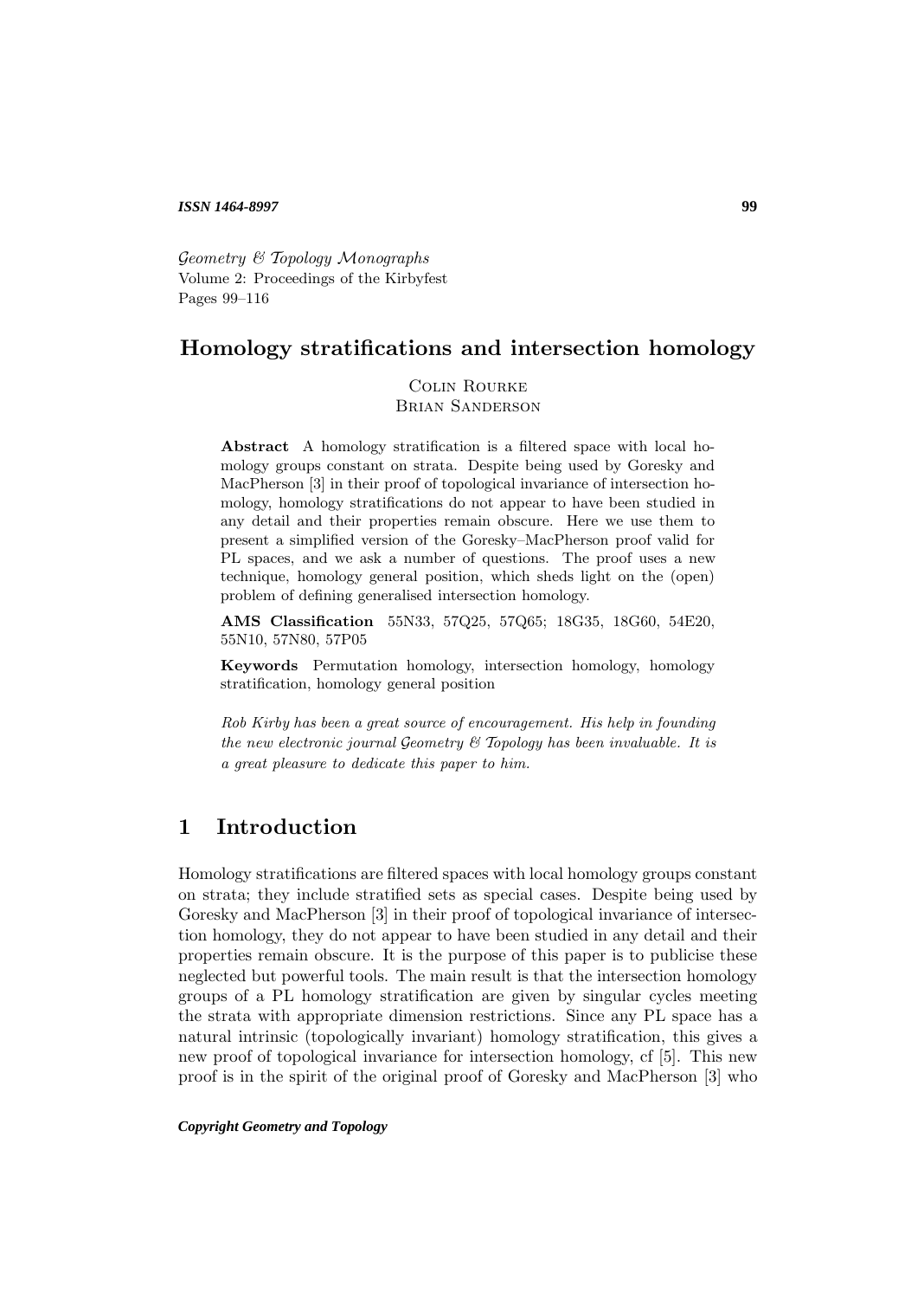*Geometry & Topology Monographs*
Volume 2: Proceedings of the Kirbyfest
Pages 99–116

# Homology stratifications and intersection homology

Colin Rourke
Brian Sanderson

**Abstract** A homology stratification is a filtered space with local homology groups constant on strata. Despite being used by Goresky and MacPherson [3] in their proof of topological invariance of intersection homology, homology stratifications do not appear to have been studied in any detail and their properties remain obscure. Here we use them to present a simplified version of the Goresky–MacPherson proof valid for PL spaces, and we ask a number of questions. The proof uses a new technique, homology general position, which sheds light on the (open) problem of defining generalised intersection homology.

**AMS Classification** 55N33, 57Q25, 57Q65; 18G35, 18G60, 54E20, 55N10, 57N80, 57P05

**Keywords** Permutation homology, intersection homology, homology stratification, homology general position

*Rob Kirby has been a great source of encouragement. His help in founding the new electronic journal Geometry & Topology has been invaluable. It is a great pleasure to dedicate this paper to him.*

## 1 Introduction

Homology stratifications are filtered spaces with local homology groups constant on strata; they include stratified sets as special cases. Despite being used by Goresky and MacPherson [3] in their proof of topological invariance of intersection homology, they do not appear to have been studied in any detail and their properties remain obscure. It is the purpose of this paper is to publicise these neglected but powerful tools. The main result is that the intersection homology groups of a PL homology stratification are given by singular cycles meeting the strata with appropriate dimension restrictions. Since any PL space has a natural intrinsic (topologically invariant) homology stratification, this gives a new proof of topological invariance for intersection homology, cf [5]. This new proof is in the spirit of the original proof of Goresky and MacPherson [3] who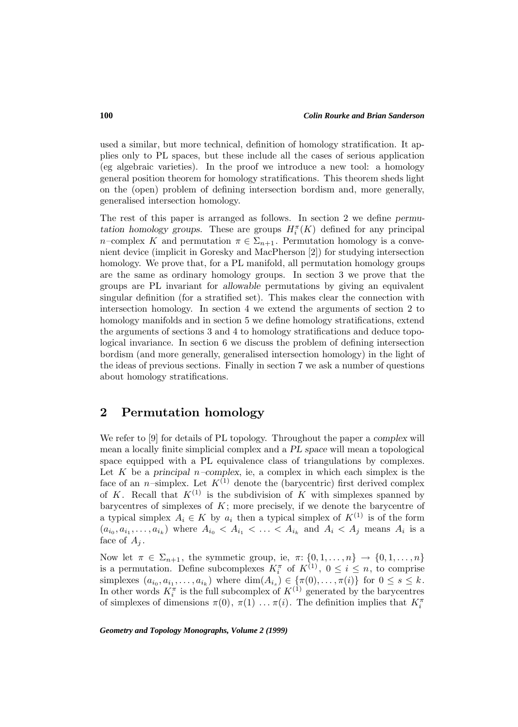used a similar, but more technical, definition of homology stratification. It applies only to PL spaces, but these include all the cases of serious application (eg algebraic varieties). In the proof we introduce a new tool: a homology general position theorem for homology stratifications. This theorem sheds light on the (open) problem of defining intersection bordism and, more generally, generalised intersection homology.

The rest of this paper is arranged as follows. In section 2 we define *permutation homology groups*. These are groups $H_i^\pi(K)$ defined for any principal $n$–complex $K$ and permutation $\pi \in \Sigma_{n+1}$. Permutation homology is a convenient device (implicit in Goresky and MacPherson [2]) for studying intersection homology. We prove that, for a PL manifold, all permutation homology groups are the same as ordinary homology groups. In section 3 we prove that the groups are PL invariant for *allowable* permutations by giving an equivalent singular definition (for a stratified set). This makes clear the connection with intersection homology. In section 4 we extend the arguments of section 2 to homology manifolds and in section 5 we define homology stratifications, extend the arguments of sections 3 and 4 to homology stratifications and deduce topological invariance. In section 6 we discuss the problem of defining intersection bordism (and more generally, generalised intersection homology) in the light of the ideas of previous sections. Finally in section 7 we ask a number of questions about homology stratifications.

## 2 Permutation homology

We refer to [9] for details of PL topology. Throughout the paper a *complex* will mean a locally finite simplicial complex and a *PL space* will mean a topological space equipped with a PL equivalence class of triangulations by complexes. Let $K$ be a *principal $n$–complex*, ie, a complex in which each simplex is the face of an $n$–simplex. Let $K^{(1)}$ denote the (barycentric) first derived complex of $K$. Recall that $K^{(1)}$ is the subdivision of $K$ with simplexes spanned by barycentres of simplexes of $K$; more precisely, if we denote the barycentre of a typical simplex $A_i \in K$ by $a_i$ then a typical simplex of $K^{(1)}$ is of the form $(a_{i_0}, a_{i_1}, \ldots, a_{i_k})$ where $A_{i_0} < A_{i_1} < \ldots < A_{i_k}$ and $A_i < A_j$ means $A_i$ is a face of $A_j$.

Now let $\pi \in \Sigma_{n+1}$, the symmetic group, ie, $\pi\colon \{0, 1, \ldots, n\} \to \{0, 1, \ldots, n\}$ is a permutation. Define subcomplexes $K_i^\pi$ of $K^{(1)}$, $0 \le i \le n$, to comprise simplexes $(a_{i_0}, a_{i_1}, \ldots, a_{i_k})$ where $\dim(A_{i_s}) \in \{\pi(0), \ldots, \pi(i)\}$ for $0 \le s \le k$. In other words $K_i^\pi$ is the full subcomplex of $K^{(1)}$ generated by the barycentres of simplexes of dimensions $\pi(0)$, $\pi(1)$ $\ldots$ $\pi(i)$. The definition implies that $K_i^\pi$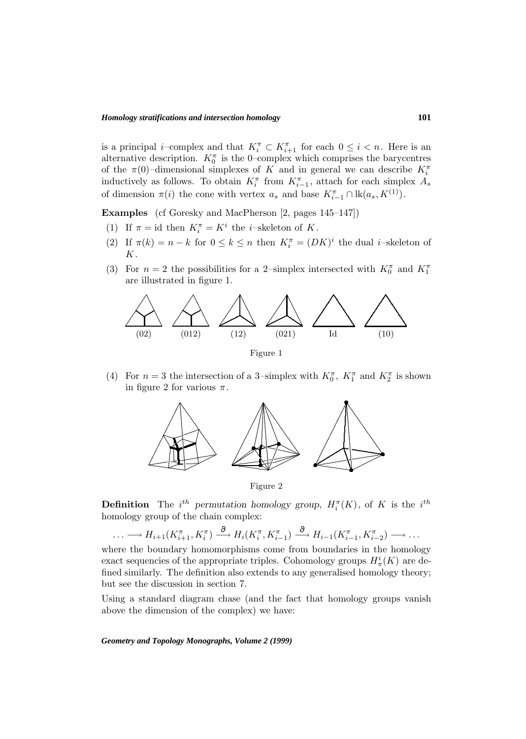is a principal $i$–complex and that $K_i^\pi \subset K_{i+1}^\pi$ for each $0 \le i < n$. Here is an alternative description. $K_0^\pi$ is the 0–complex which comprises the barycentres of the $\pi(0)$–dimensional simplexes of $K$ and in general we can describe $K_i^\pi$ inductively as follows. To obtain $K_i^\pi$ from $K_{i-1}^\pi$, attach for each simplex $A_s$ of dimension $\pi(i)$ the cone with vertex $a_s$ and base $K_{i-1}^\pi \cap \operatorname{lk}(a_s, K^{(1)})$.

**Examples** (cf Goresky and MacPherson [2, pages 145–147])

1. If $\pi = \mathrm{id}$ then $K_i^\pi = K^i$ the $i$–skeleton of $K$.
2. If $\pi(k) = n - k$ for $0 \le k \le n$ then $K_i^\pi = (DK)^i$ the dual $i$–skeleton of $K$.
3. For $n = 2$ the possibilities for a 2–simplex intersected with $K_0^\pi$ and $K_1^\pi$ are illustrated in figure 1.

(02) (012) (12) (021) Id (10)

Figure 1

4. For $n = 3$ the intersection of a 3–simplex with $K_0^\pi$, $K_1^\pi$ and $K_2^\pi$ is shown in figure 2 for various $\pi$.

Figure 2

**Definition** The $i^{th}$ *permutation homology group*, $H_i^\pi(K)$, of $K$ is the $i^{th}$ homology group of the chain complex:

$$\ldots \longrightarrow H_{i+1}(K_{i+1}^\pi, K_i^\pi) \xrightarrow{\partial} H_i(K_i^\pi, K_{i-1}^\pi) \xrightarrow{\partial} H_{i-1}(K_{i-1}^\pi, K_{i-2}^\pi) \longrightarrow \ldots$$

where the boundary homomorphisms come from boundaries in the homology exact sequencies of the appropriate triples. Cohomology groups $H_\pi^i(K)$ are defined similarly. The definition also extends to any generalised homology theory; but see the discussion in section 7.

Using a standard diagram chase (and the fact that homology groups vanish above the dimension of the complex) we have: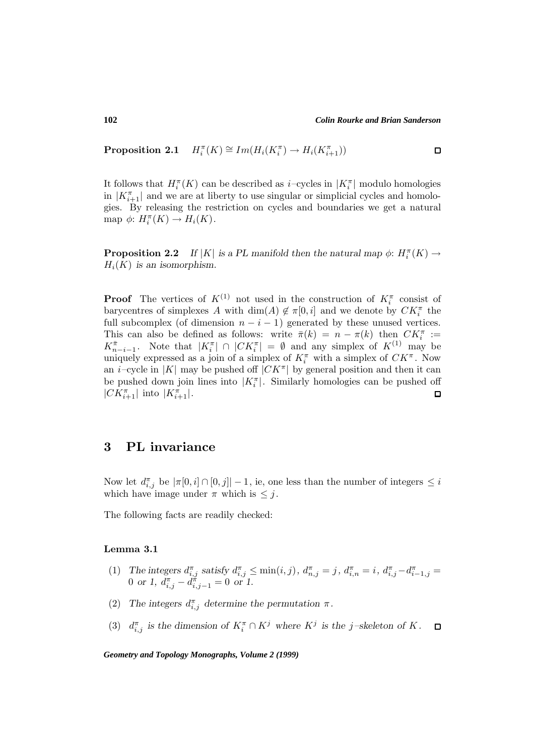**Proposition 2.1** $H_i^\pi(K) \cong Im(H_i(K_i^\pi) \to H_i(K_{i+1}^\pi))$ □

It follows that $H_i^\pi(K)$ can be described as $i$–cycles in $|K_i^\pi|$ modulo homologies in $|K_{i+1}^\pi|$ and we are at liberty to use singular or simplicial cycles and homologies. By releasing the restriction on cycles and boundaries we get a natural map $\phi$: $H_i^\pi(K) \to H_i(K)$.

**Proposition 2.2** *If $|K|$ is a PL manifold then the natural map $\phi$: $H_i^\pi(K) \to H_i(K)$ is an isomorphism.*

**Proof** The vertices of $K^{(1)}$ not used in the construction of $K_i^\pi$ consist of barycentres of simplexes $A$ with $\dim(A) \notin \pi[0,i]$ and we denote by $CK_i^\pi$ the full subcomplex (of dimension $n-i-1$) generated by these unused vertices. This can also be defined as follows: write $\bar{\pi}(k) = n - \pi(k)$ then $CK_i^\pi := K_{n-i-1}^{\bar{\pi}}$. Note that $|K_i^\pi| \cap |CK_i^\pi| = \emptyset$ and any simplex of $K^{(1)}$ may be uniquely expressed as a join of a simplex of $K_i^\pi$ with a simplex of $CK^\pi$. Now an $i$–cycle in $|K|$ may be pushed off $|CK^\pi|$ by general position and then it can be pushed down join lines into $|K_i^\pi|$. Similarly homologies can be pushed off $|CK_{i+1}^\pi|$ into $|K_{i+1}^\pi|$. □

## 3 PL invariance

Now let $d_{i,j}^\pi$ be $|\pi[0,i] \cap [0,j]| - 1$, ie, one less than the number of integers $\leq i$ which have image under $\pi$ which is $\leq j$.

The following facts are readily checked:

**Lemma 3.1**

(1) *The integers $d_{i,j}^\pi$ satisfy $d_{i,j}^\pi \leq \min(i,j)$, $d_{n,j}^\pi = j$, $d_{i,n}^\pi = i$, $d_{i,j}^\pi - d_{i-1,j}^\pi =$ 0 or 1, $d_{i,j}^\pi - d_{i,j-1}^\pi = 0$ or 1.*

(2) *The integers $d_{i,j}^\pi$ determine the permutation $\pi$.*

(3) *$d_{i,j}^\pi$ is the dimension of $K_i^\pi \cap K^j$ where $K^j$ is the $j$–skeleton of $K$.* □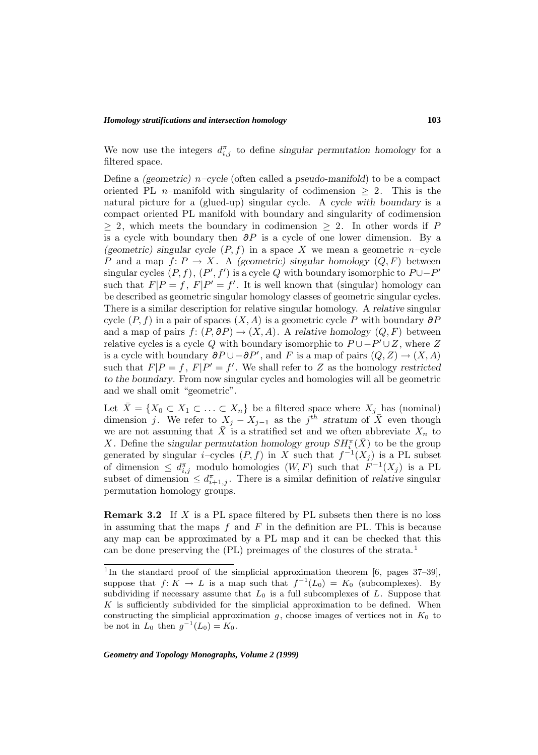We now use the integers $d^\pi_{i,j}$ to define *singular permutation homology* for a filtered space.

Define a *(geometric) $n$–cycle* (often called a *pseudo-manifold*) to be a compact oriented PL $n$–manifold with singularity of codimension $\geq 2$. This is the natural picture for a (glued-up) singular cycle. A *cycle with boundary* is a compact oriented PL manifold with boundary and singularity of codimension $\geq 2$, which meets the boundary in codimension $\geq 2$. In other words if $P$ is a cycle with boundary then $\partial P$ is a cycle of one lower dimension. By a *(geometric) singular cycle* $(P, f)$ in a space $X$ we mean a geometric $n$–cycle $P$ and a map $f\colon P \to X$. A *(geometric) singular homology* $(Q, F)$ between singular cycles $(P, f)$, $(P', f')$ is a cycle $Q$ with boundary isomorphic to $P \cup -P'$ such that $F|P = f$, $F|P' = f'$. It is well known that (singular) homology can be described as geometric singular homology classes of geometric singular cycles. There is a similar description for relative singular homology. A *relative* singular cycle $(P, f)$ in a pair of spaces $(X, A)$ is a geometric cycle $P$ with boundary $\partial P$ and a map of pairs $f\colon (P, \partial P) \to (X, A)$. A *relative homology* $(Q, F)$ between relative cycles is a cycle $Q$ with boundary isomorphic to $P \cup -P' \cup Z$, where $Z$ is a cycle with boundary $\partial P \cup -\partial P'$, and $F$ is a map of pairs $(Q, Z) \to (X, A)$ such that $F|P = f$, $F|P' = f'$. We shall refer to $Z$ as the homology *restricted to the boundary*. From now singular cycles and homologies will all be geometric and we shall omit "geometric".

Let $\bar{X} = \{X_0 \subset X_1 \subset \ldots \subset X_n\}$ be a filtered space where $X_j$ has (nominal) dimension $j$. We refer to $X_j - X_{j-1}$ as the $j^{th}$ *stratum* of $\bar{X}$ even though we are not assuming that $\bar{X}$ is a stratified set and we often abbreviate $X_n$ to $X$. Define the *singular permutation homology group* $SH^\pi_i(\bar{X})$ to be the group generated by singular $i$–cycles $(P, f)$ in $X$ such that $f^{-1}(X_j)$ is a PL subset of dimension $\leq d^\pi_{i,j}$ modulo homologies $(W, F)$ such that $F^{-1}(X_j)$ is a PL subset of dimension $\leq d^\pi_{i+1,j}$. There is a similar definition of *relative* singular permutation homology groups.

**Remark 3.2** If $X$ is a PL space filtered by PL subsets then there is no loss in assuming that the maps $f$ and $F$ in the definition are PL. This is because any map can be approximated by a PL map and it can be checked that this can be done preserving the (PL) preimages of the closures of the strata.[1]

[1] In the standard proof of the simplicial approximation theorem [6, pages 37–39], suppose that $f\colon K \to L$ is a map such that $f^{-1}(L_0) = K_0$ (subcomplexes). By subdividing if necessary assume that $L_0$ is a full subcomplexes of $L$. Suppose that $K$ is sufficiently subdivided for the simplicial approximation to be defined. When constructing the simplicial approximation $g$, choose images of vertices not in $K_0$ to be not in $L_0$ then $g^{-1}(L_0) = K_0$.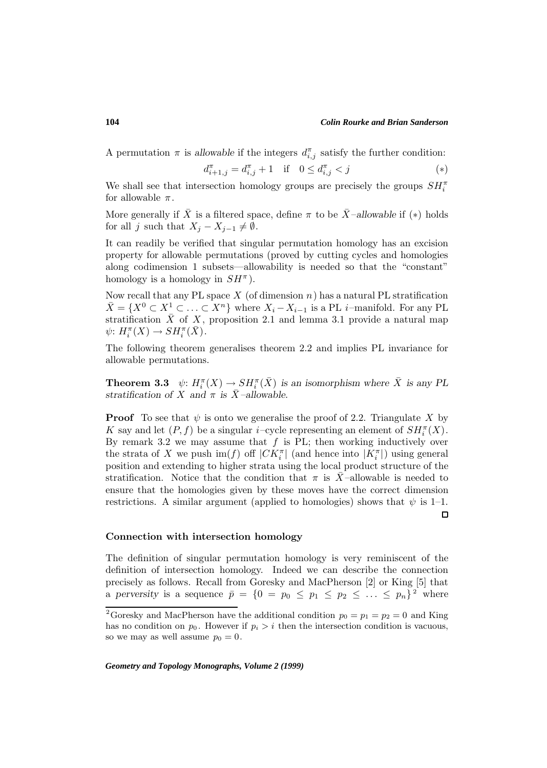A permutation $\pi$ is *allowable* if the integers $d^\pi_{i,j}$ satisfy the further condition:

$$d^\pi_{i+1,j} = d^\pi_{i,j} + 1 \quad \text{if} \quad 0 \le d^\pi_{i,j} < j \tag{$*$}$$

We shall see that intersection homology groups are precisely the groups $SH^\pi_i$ for allowable $\pi$.

More generally if $\bar{X}$ is a filtered space, define $\pi$ to be $\bar{X}$*–allowable* if $(*)$ holds for all $j$ such that $X_j - X_{j-1} \neq \emptyset$.

It can readily be verified that singular permutation homology has an excision property for allowable permutations (proved by cutting cycles and homologies along codimension 1 subsets—allowability is needed so that the "constant" homology is a homology in $SH^\pi$).

Now recall that any PL space $X$ (of dimension $n$) has a natural PL stratification $\bar{X} = \{X^0 \subset X^1 \subset \ldots \subset X^n\}$ where $X_i - X_{i-1}$ is a PL $i$–manifold. For any PL stratification $\bar{X}$ of $X$, proposition 2.1 and lemma 3.1 provide a natural map $\psi\colon H^\pi_i(X) \to SH^\pi_i(\bar{X})$.

The following theorem generalises theorem 2.2 and implies PL invariance for allowable permutations.

**Theorem 3.3** *$\psi\colon H^\pi_i(X) \to SH^\pi_i(\bar{X})$ is an isomorphism where $\bar{X}$ is any PL stratification of $X$ and $\pi$ is $\bar{X}$–allowable.*

**Proof** To see that $\psi$ is onto we generalise the proof of 2.2. Triangulate $X$ by $K$ say and let $(P, f)$ be a singular $i$–cycle representing an element of $SH^\pi_i(X)$. By remark 3.2 we may assume that $f$ is PL; then working inductively over the strata of $X$ we push $\mathrm{im}(f)$ off $|CK^\pi_i|$ (and hence into $|K^\pi_i|$) using general position and extending to higher strata using the local product structure of the stratification. Notice that the condition that $\pi$ is $\bar{X}$–allowable is needed to ensure that the homologies given by these moves have the correct dimension restrictions. A similar argument (applied to homologies) shows that $\psi$ is 1–1. □

### Connection with intersection homology

The definition of singular permutation homology is very reminiscent of the definition of intersection homology. Indeed we can describe the connection precisely as follows. Recall from Goresky and MacPherson [2] or King [5] that a *perversity* is a sequence $\bar{p} = \{0 = p_0 \le p_1 \le p_2 \le \ldots \le p_n\}$[2] where

---

[2] Goresky and MacPherson have the additional condition $p_0 = p_1 = p_2 = 0$ and King has no condition on $p_0$. However if $p_i > i$ then the intersection condition is vacuous, so we may as well assume $p_0 = 0$.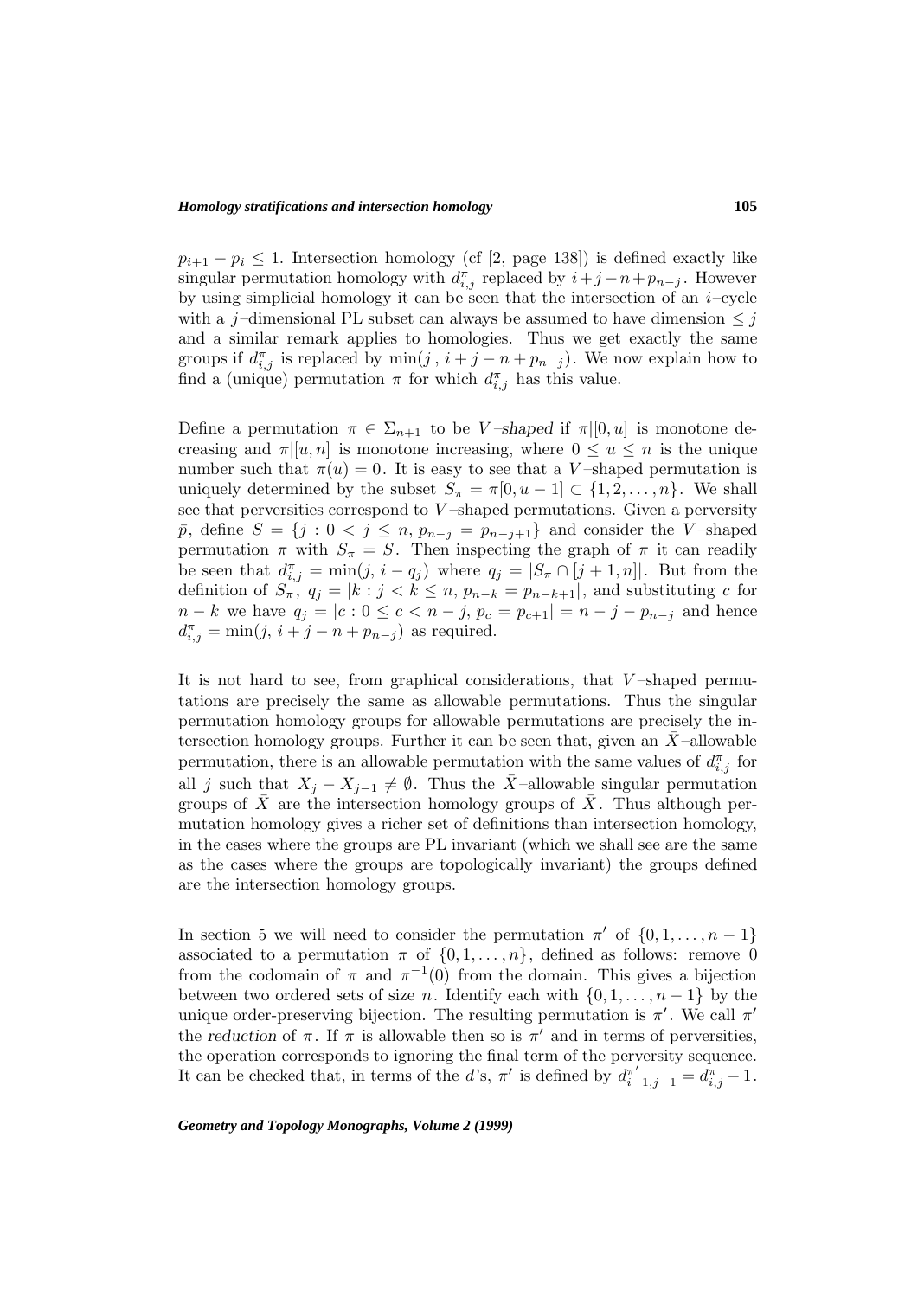$p_{i+1} - p_i \leq 1$. Intersection homology (cf [2, page 138]) is defined exactly like singular permutation homology with $d^\pi_{i,j}$ replaced by $i+j-n+p_{n-j}$. However by using simplicial homology it can be seen that the intersection of an $i$–cycle with a $j$–dimensional PL subset can always be assumed to have dimension $\leq j$ and a similar remark applies to homologies. Thus we get exactly the same groups if $d^\pi_{i,j}$ is replaced by $\min(j\,,\, i+j-n+p_{n-j})$. We now explain how to find a (unique) permutation $\pi$ for which $d^\pi_{i,j}$ has this value.

Define a permutation $\pi \in \Sigma_{n+1}$ to be *$V$–shaped* if $\pi|[0,u]$ is monotone decreasing and $\pi|[u,n]$ is monotone increasing, where $0 \leq u \leq n$ is the unique number such that $\pi(u) = 0$. It is easy to see that a $V$–shaped permutation is uniquely determined by the subset $S_\pi = \pi[0, u-1] \subset \{1, 2, \ldots, n\}$. We shall see that perversities correspond to $V$–shaped permutations. Given a perversity $\bar{p}$, define $S = \{j : 0 < j \leq n,\, p_{n-j} = p_{n-j+1}\}$ and consider the $V$–shaped permutation $\pi$ with $S_\pi = S$. Then inspecting the graph of $\pi$ it can readily be seen that $d^\pi_{i,j} = \min(j,\, i - q_j)$ where $q_j = |S_\pi \cap [j+1, n]|$. But from the definition of $S_\pi$, $q_j = |k : j < k \leq n,\, p_{n-k} = p_{n-k+1}|$, and substituting $c$ for $n-k$ we have $q_j = |c : 0 \leq c < n-j,\, p_c = p_{c+1}| = n - j - p_{n-j}$ and hence $d^\pi_{i,j} = \min(j,\, i+j-n+p_{n-j})$ as required.

It is not hard to see, from graphical considerations, that $V$–shaped permutations are precisely the same as allowable permutations. Thus the singular permutation homology groups for allowable permutations are precisely the intersection homology groups. Further it can be seen that, given an $\bar{X}$–allowable permutation, there is an allowable permutation with the same values of $d^\pi_{i,j}$ for all $j$ such that $X_j - X_{j-1} \neq \emptyset$. Thus the $\bar{X}$–allowable singular permutation groups of $\bar{X}$ are the intersection homology groups of $\bar{X}$. Thus although permutation homology gives a richer set of definitions than intersection homology, in the cases where the groups are PL invariant (which we shall see are the same as the cases where the groups are topologically invariant) the groups defined are the intersection homology groups.

In section 5 we will need to consider the permutation $\pi'$ of $\{0, 1, \ldots, n-1\}$ associated to a permutation $\pi$ of $\{0, 1, \ldots, n\}$, defined as follows: remove 0 from the codomain of $\pi$ and $\pi^{-1}(0)$ from the domain. This gives a bijection between two ordered sets of size $n$. Identify each with $\{0, 1, \ldots, n-1\}$ by the unique order-preserving bijection. The resulting permutation is $\pi'$. We call $\pi'$ the *reduction* of $\pi$. If $\pi$ is allowable then so is $\pi'$ and in terms of perversities, the operation corresponds to ignoring the final term of the perversity sequence. It can be checked that, in terms of the $d$'s, $\pi'$ is defined by $d^{\pi'}_{i-1,j-1} = d^\pi_{i,j} - 1$.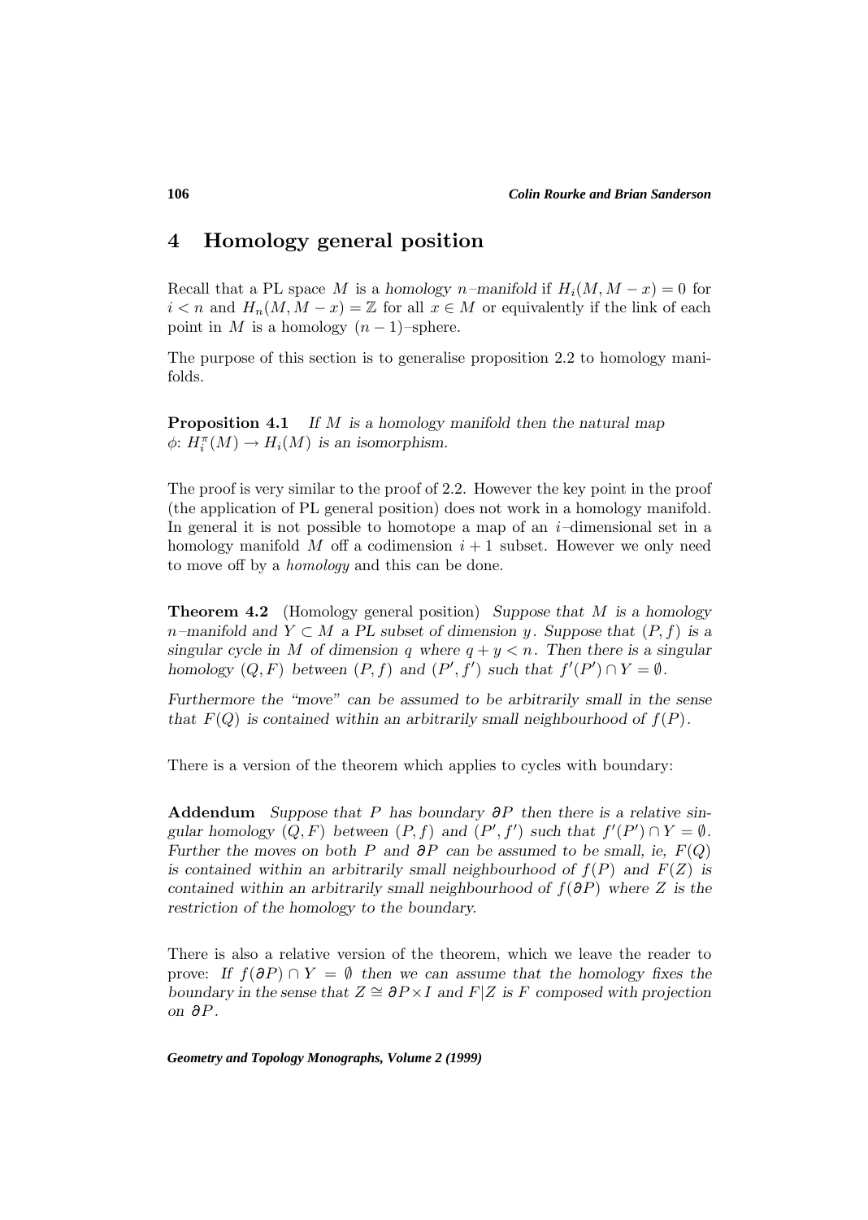## 4 Homology general position

Recall that a PL space $M$ is a *homology $n$–manifold* if $H_i(M, M - x) = 0$ for $i < n$ and $H_n(M, M - x) = \mathbb{Z}$ for all $x \in M$ or equivalently if the link of each point in $M$ is a homology $(n-1)$–sphere.

The purpose of this section is to generalise proposition 2.2 to homology manifolds.

**Proposition 4.1** *If $M$ is a homology manifold then the natural map $\phi\colon H_i^\pi(M) \to H_i(M)$ is an isomorphism.*

The proof is very similar to the proof of 2.2. However the key point in the proof (the application of PL general position) does not work in a homology manifold. In general it is not possible to homotope a map of an $i$–dimensional set in a homology manifold $M$ off a codimension $i+1$ subset. However we only need to move off by a *homology* and this can be done.

**Theorem 4.2** (Homology general position) *Suppose that $M$ is a homology $n$–manifold and $Y \subset M$ a PL subset of dimension $y$. Suppose that $(P, f)$ is a singular cycle in $M$ of dimension $q$ where $q + y < n$. Then there is a singular homology $(Q, F)$ between $(P, f)$ and $(P', f')$ such that $f'(P') \cap Y = \emptyset$.*

*Furthermore the "move" can be assumed to be arbitrarily small in the sense that $F(Q)$ is contained within an arbitrarily small neighbourhood of $f(P)$.*

There is a version of the theorem which applies to cycles with boundary:

**Addendum** *Suppose that $P$ has boundary $\partial P$ then there is a relative singular homology $(Q, F)$ between $(P, f)$ and $(P', f')$ such that $f'(P') \cap Y = \emptyset$. Further the moves on both $P$ and $\partial P$ can be assumed to be small, ie, $F(Q)$ is contained within an arbitrarily small neighbourhood of $f(P)$ and $F(Z)$ is contained within an arbitrarily small neighbourhood of $f(\partial P)$ where $Z$ is the restriction of the homology to the boundary.*

There is also a relative version of the theorem, which we leave the reader to prove: *If $f(\partial P) \cap Y = \emptyset$ then we can assume that the homology fixes the boundary in the sense that $Z \cong \partial P \times I$ and $F|Z$ is $F$ composed with projection on $\partial P$.*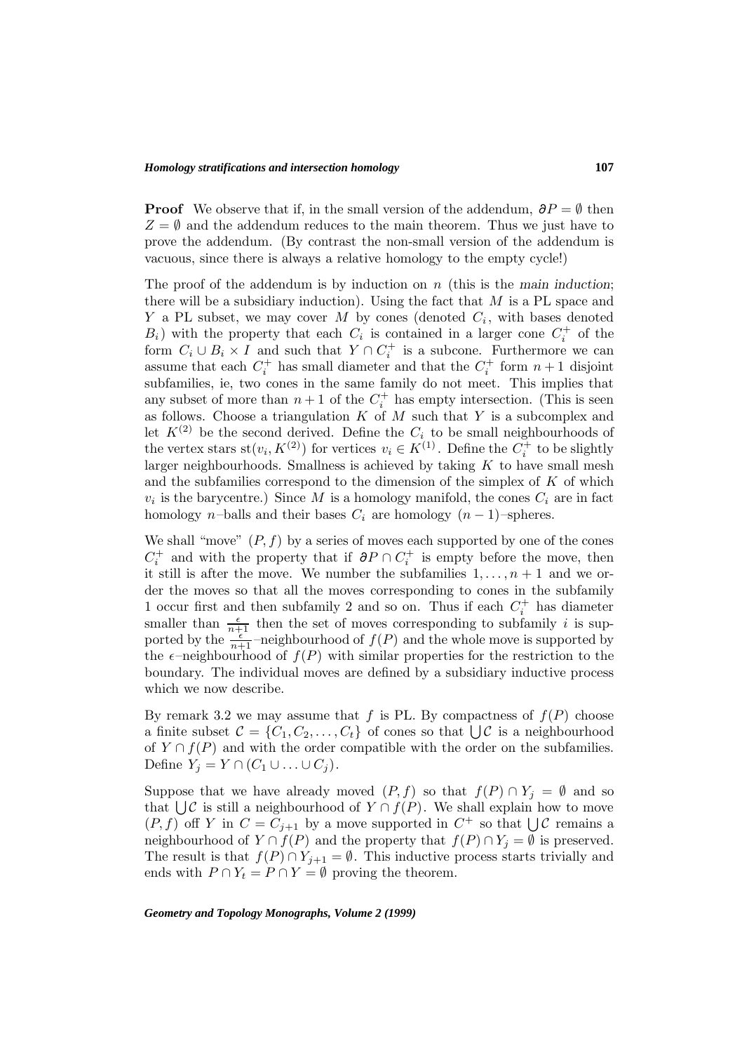**Proof** We observe that if, in the small version of the addendum, $\partial P = \emptyset$ then $Z = \emptyset$ and the addendum reduces to the main theorem. Thus we just have to prove the addendum. (By contrast the non-small version of the addendum is vacuous, since there is always a relative homology to the empty cycle!)

The proof of the addendum is by induction on $n$ (this is the *main induction*; there will be a subsidiary induction). Using the fact that $M$ is a PL space and $Y$ a PL subset, we may cover $M$ by cones (denoted $C_i$, with bases denoted $B_i$) with the property that each $C_i$ is contained in a larger cone $C_i^+$ of the form $C_i \cup B_i \times I$ and such that $Y \cap C_i^+$ is a subcone. Furthermore we can assume that each $C_i^+$ has small diameter and that the $C_i^+$ form $n+1$ disjoint subfamilies, ie, two cones in the same family do not meet. This implies that any subset of more than $n+1$ of the $C_i^+$ has empty intersection. (This is seen as follows. Choose a triangulation $K$ of $M$ such that $Y$ is a subcomplex and let $K^{(2)}$ be the second derived. Define the $C_i$ to be small neighbourhoods of the vertex stars $\mathrm{st}(v_i, K^{(2)})$ for vertices $v_i \in K^{(1)}$. Define the $C_i^+$ to be slightly larger neighbourhoods. Smallness is achieved by taking $K$ to have small mesh and the subfamilies correspond to the dimension of the simplex of $K$ of which $v_i$ is the barycentre.) Since $M$ is a homology manifold, the cones $C_i$ are in fact homology $n$–balls and their bases $C_i$ are homology $(n-1)$–spheres.

We shall "move" $(P, f)$ by a series of moves each supported by one of the cones $C_i^+$ and with the property that if $\partial P \cap C_i^+$ is empty before the move, then it still is after the move. We number the subfamilies $1, \ldots, n+1$ and we order the moves so that all the moves corresponding to cones in the subfamily 1 occur first and then subfamily 2 and so on. Thus if each $C_i^+$ has diameter smaller than $\frac{\epsilon}{n+1}$ then the set of moves corresponding to subfamily $i$ is supported by the $\frac{\epsilon}{n+1}$–neighbourhood of $f(P)$ and the whole move is supported by the $\epsilon$–neighbourhood of $f(P)$ with similar properties for the restriction to the boundary. The individual moves are defined by a subsidiary inductive process which we now describe.

By remark 3.2 we may assume that $f$ is PL. By compactness of $f(P)$ choose a finite subset $\mathcal{C} = \{C_1, C_2, \ldots, C_t\}$ of cones so that $\bigcup \mathcal{C}$ is a neighbourhood of $Y \cap f(P)$ and with the order compatible with the order on the subfamilies. Define $Y_j = Y \cap (C_1 \cup \ldots \cup C_j)$.

Suppose that we have already moved $(P, f)$ so that $f(P) \cap Y_j = \emptyset$ and so that $\bigcup \mathcal{C}$ is still a neighbourhood of $Y \cap f(P)$. We shall explain how to move $(P, f)$ off $Y$ in $C = C_{j+1}$ by a move supported in $C^+$ so that $\bigcup \mathcal{C}$ remains a neighbourhood of $Y \cap f(P)$ and the property that $f(P) \cap Y_j = \emptyset$ is preserved. The result is that $f(P) \cap Y_{j+1} = \emptyset$. This inductive process starts trivially and ends with $P \cap Y_t = P \cap Y = \emptyset$ proving the theorem.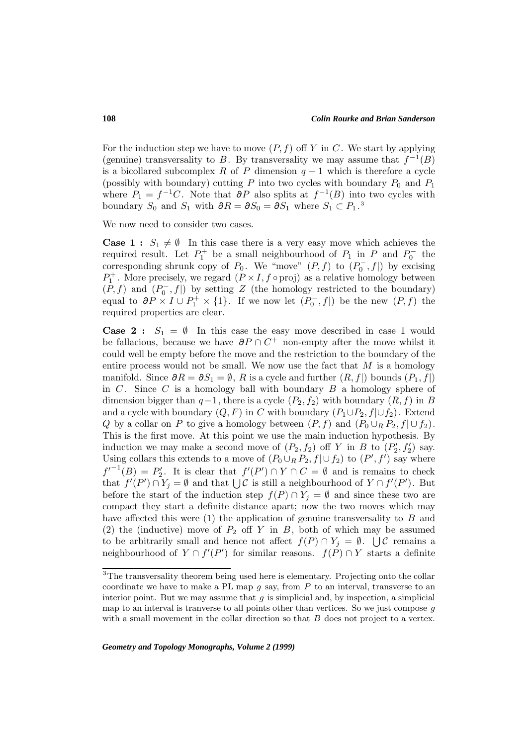For the induction step we have to move $(P, f)$ off $Y$ in $C$. We start by applying (genuine) transversality to $B$. By transversality we may assume that $f^{-1}(B)$ is a bicollared subcomplex $R$ of $P$ dimension $q-1$ which is therefore a cycle (possibly with boundary) cutting $P$ into two cycles with boundary $P_0$ and $P_1$ where $P_1 = f^{-1}C$. Note that $\partial P$ also splits at $f^{-1}(B)$ into two cycles with boundary $S_0$ and $S_1$ with $\partial R = \partial S_0 = \partial S_1$ where $S_1 \subset P_1$.[3]

We now need to consider two cases.

**Case 1 :** $S_1 \neq \emptyset$ In this case there is a very easy move which achieves the required result. Let $P_1^+$ be a small neighbourhood of $P_1$ in $P$ and $P_0^-$ the corresponding shrunk copy of $P_0$. We "move" $(P, f)$ to $(P_0^-, f|)$ by excising $P_1^+$. More precisely, we regard $(P \times I, f \circ \text{proj})$ as a relative homology between $(P, f)$ and $(P_0^-, f|)$ by setting $Z$ (the homology restricted to the boundary) equal to $\partial P \times I \cup P_1^+ \times \{1\}$. If we now let $(P_0^-, f|)$ be the new $(P, f)$ the required properties are clear.

**Case 2 :** $S_1 = \emptyset$ In this case the easy move described in case 1 would be fallacious, because we have $\partial P \cap C^+$ non-empty after the move whilst it could well be empty before the move and the restriction to the boundary of the entire process would not be small. We now use the fact that $M$ is a homology manifold. Since $\partial R = \partial S_1 = \emptyset$, $R$ is a cycle and further $(R, f|)$ bounds $(P_1, f|)$ in $C$. Since $C$ is a homology ball with boundary $B$ a homology sphere of dimension bigger than $q-1$, there is a cycle $(P_2, f_2)$ with boundary $(R, f)$ in $B$ and a cycle with boundary $(Q, F)$ in $C$ with boundary $(P_1 \cup P_2, f| \cup f_2)$. Extend $Q$ by a collar on $P$ to give a homology between $(P, f)$ and $(P_0 \cup_R P_2, f| \cup f_2)$. This is the first move. At this point we use the main induction hypothesis. By induction we may make a second move of $(P_2, f_2)$ off $Y$ in $B$ to $(P_2', f_2')$ say. Using collars this extends to a move of $(P_0 \cup_R P_2, f| \cup f_2)$ to $(P', f')$ say where ${f'}^{-1}(B) = P_2'$. It is clear that $f'(P') \cap Y \cap C = \emptyset$ and is remains to check that $f'(P') \cap Y_j = \emptyset$ and that $\bigcup \mathcal{C}$ is still a neighbourhood of $Y \cap f'(P')$. But before the start of the induction step $f(P) \cap Y_j = \emptyset$ and since these two are compact they start a definite distance apart; now the two moves which may have affected this were (1) the application of genuine transversality to $B$ and (2) the (inductive) move of $P_2$ off $Y$ in $B$, both of which may be assumed to be arbitrarily small and hence not affect $f(P) \cap Y_j = \emptyset$. $\bigcup \mathcal{C}$ remains a neighbourhood of $Y \cap f'(P')$ for similar reasons. $f(P) \cap Y$ starts a definite

[3] The transversality theorem being used here is elementary. Projecting onto the collar coordinate we have to make a PL map $g$ say, from $P$ to an interval, transverse to an interior point. But we may assume that $g$ is simplicial and, by inspection, a simplicial map to an interval is tranverse to all points other than vertices. So we just compose $g$ with a small movement in the collar direction so that $B$ does not project to a vertex.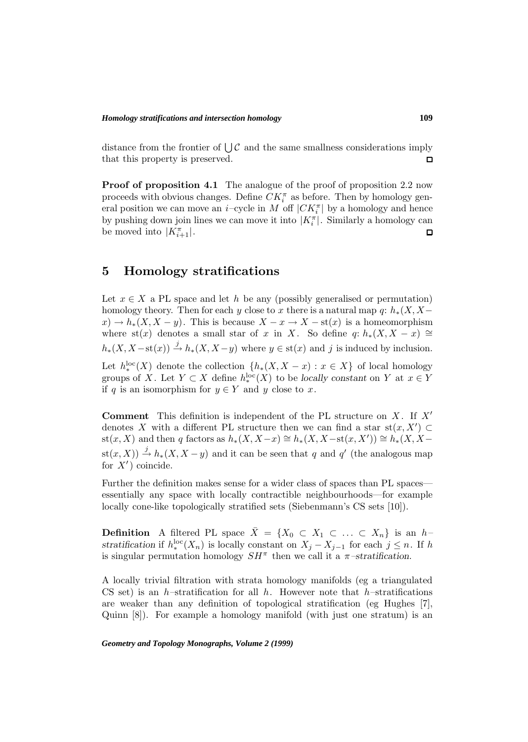distance from the frontier of $\bigcup \mathcal{C}$ and the same smallness considerations imply that this property is preserved. $\square$

**Proof of proposition 4.1** The analogue of the proof of proposition 2.2 now proceeds with obvious changes. Define $CK_i^\pi$ as before. Then by homology general position we can move an $i$–cycle in $M$ off $|CK_i^\pi|$ by a homology and hence by pushing down join lines we can move it into $|K_i^\pi|$. Similarly a homology can be moved into $|K_{i+1}^\pi|$. $\square$

## 5 Homology stratifications

Let $x \in X$ a PL space and let $h$ be any (possibly generalised or permutation) homology theory. Then for each $y$ close to $x$ there is a natural map $q\colon h_*(X, X - x) \to h_*(X, X - y)$. This is because $X - x \to X - \mathrm{st}(x)$ is a homeomorphism where $\mathrm{st}(x)$ denotes a small star of $x$ in $X$. So define $q\colon h_*(X, X - x) \cong h_*(X, X - \mathrm{st}(x)) \xrightarrow{j} h_*(X, X - y)$ where $y \in \mathrm{st}(x)$ and $j$ is induced by inclusion.

Let $h_*^{\mathrm{loc}}(X)$ denote the collection $\{h_*(X, X - x) : x \in X\}$ of local homology groups of $X$. Let $Y \subset X$ define $h_*^{\mathrm{loc}}(X)$ to be *locally constant* on $Y$ at $x \in Y$ if $q$ is an isomorphism for $y \in Y$ and $y$ close to $x$.

**Comment** This definition is independent of the PL structure on $X$. If $X'$ denotes $X$ with a different PL structure then we can find a star $\mathrm{st}(x, X') \subset \mathrm{st}(x, X)$ and then $q$ factors as $h_*(X, X - x) \cong h_*(X, X - \mathrm{st}(x, X')) \cong h_*(X, X - \mathrm{st}(x, X)) \xrightarrow{j} h_*(X, X - y)$ and it can be seen that $q$ and $q'$ (the analogous map for $X'$) coincide.

Further the definition makes sense for a wider class of spaces than PL spaces—essentially any space with locally contractible neighbourhoods—for example locally cone-like topologically stratified sets (Siebenmann's CS sets [10]).

**Definition** A filtered PL space $\bar{X} = \{X_0 \subset X_1 \subset \ldots \subset X_n\}$ is an $h$–*stratification* if $h_*^{\mathrm{loc}}(X_n)$ is locally constant on $X_j - X_{j-1}$ for each $j \le n$. If $h$ is singular permutation homology $SH^\pi$ then we call it a $\pi$–*stratification*.

A locally trivial filtration with strata homology manifolds (eg a triangulated CS set) is an $h$–stratification for all $h$. However note that $h$–stratifications are weaker than any definition of topological stratification (eg Hughes [7], Quinn [8]). For example a homology manifold (with just one stratum) is an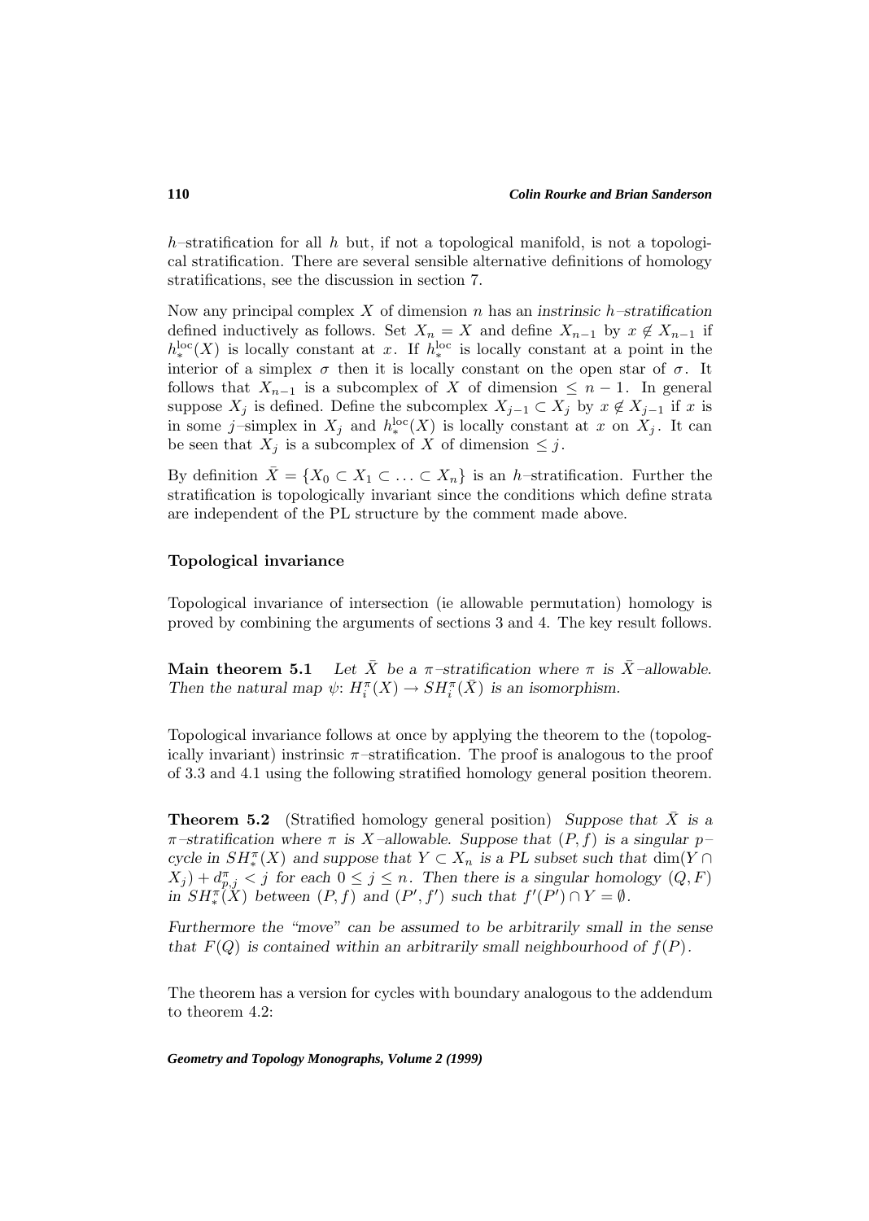$h$–stratification for all $h$ but, if not a topological manifold, is not a topological stratification. There are several sensible alternative definitions of homology stratifications, see the discussion in section 7.

Now any principal complex $X$ of dimension $n$ has an *instrinsic $h$–stratification* defined inductively as follows. Set $X_n = X$ and define $X_{n-1}$ by $x \notin X_{n-1}$ if $h_*^{\mathrm{loc}}(X)$ is locally constant at $x$. If $h_*^{\mathrm{loc}}$ is locally constant at a point in the interior of a simplex $\sigma$ then it is locally constant on the open star of $\sigma$. It follows that $X_{n-1}$ is a subcomplex of $X$ of dimension $\leq n-1$. In general suppose $X_j$ is defined. Define the subcomplex $X_{j-1} \subset X_j$ by $x \notin X_{j-1}$ if $x$ is in some $j$–simplex in $X_j$ and $h_*^{\mathrm{loc}}(X)$ is locally constant at $x$ on $X_j$. It can be seen that $X_j$ is a subcomplex of $X$ of dimension $\leq j$.

By definition $\bar{X} = \{X_0 \subset X_1 \subset \ldots \subset X_n\}$ is an $h$–stratification. Further the stratification is topologically invariant since the conditions which define strata are independent of the PL structure by the comment made above.

### Topological invariance

Topological invariance of intersection (ie allowable permutation) homology is proved by combining the arguments of sections 3 and 4. The key result follows.

**Main theorem 5.1** *Let $\bar{X}$ be a $\pi$–stratification where $\pi$ is $\bar{X}$–allowable. Then the natural map $\psi\colon H_i^\pi(X) \to SH_i^\pi(\bar{X})$ is an isomorphism.*

Topological invariance follows at once by applying the theorem to the (topologically invariant) instrinsic $\pi$–stratification. The proof is analogous to the proof of 3.3 and 4.1 using the following stratified homology general position theorem.

**Theorem 5.2** (Stratified homology general position) *Suppose that $\bar{X}$ is a $\pi$–stratification where $\pi$ is $X$–allowable. Suppose that $(P, f)$ is a singular $p$–cycle in $SH_*^\pi(X)$ and suppose that $Y \subset X_n$ is a PL subset such that $\dim(Y \cap X_j) + d_{p,j}^\pi < j$ for each $0 \leq j \leq n$. Then there is a singular homology $(Q, F)$ in $SH_*^\pi(X)$ between $(P, f)$ and $(P', f')$ such that $f'(P') \cap Y = \emptyset$.*

*Furthermore the "move" can be assumed to be arbitrarily small in the sense that $F(Q)$ is contained within an arbitrarily small neighbourhood of $f(P)$.*

The theorem has a version for cycles with boundary analogous to the addendum to theorem 4.2: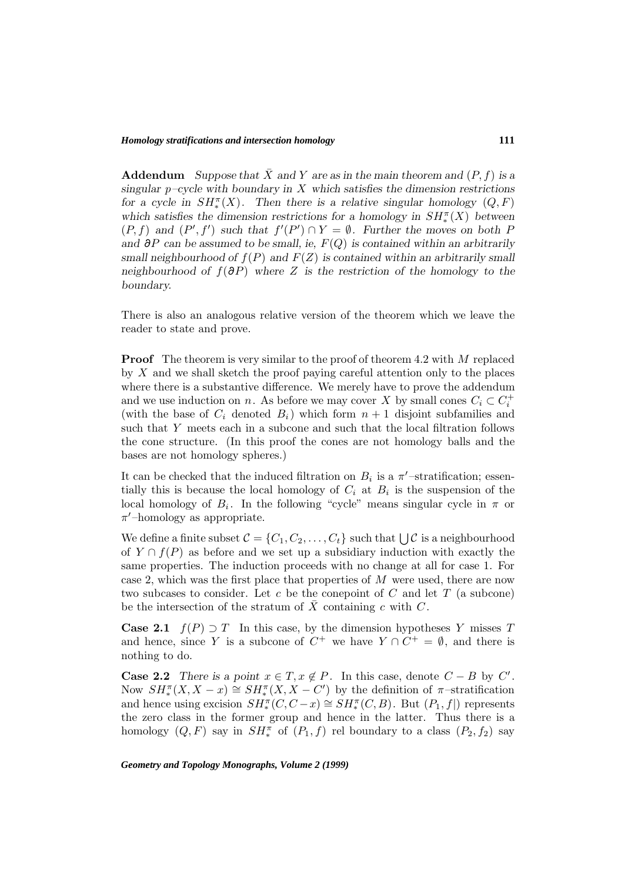**Addendum** *Suppose that $\bar{X}$ and $Y$ are as in the main theorem and $(P, f)$ is a singular $p$–cycle with boundary in $X$ which satisfies the dimension restrictions for a cycle in $SH_*^\pi(X)$. Then there is a relative singular homology $(Q, F)$ which satisfies the dimension restrictions for a homology in $SH_*^\pi(X)$ between $(P, f)$ and $(P', f')$ such that $f'(P') \cap Y = \emptyset$. Further the moves on both $P$ and $\partial P$ can be assumed to be small, ie, $F(Q)$ is contained within an arbitrarily small neighbourhood of $f(P)$ and $F(Z)$ is contained within an arbitrarily small neighbourhood of $f(\partial P)$ where $Z$ is the restriction of the homology to the boundary.*

There is also an analogous relative version of the theorem which we leave the reader to state and prove.

**Proof** The theorem is very similar to the proof of theorem 4.2 with $M$ replaced by $X$ and we shall sketch the proof paying careful attention only to the places where there is a substantive difference. We merely have to prove the addendum and we use induction on $n$. As before we may cover $X$ by small cones $C_i \subset C_i^+$ (with the base of $C_i$ denoted $B_i$) which form $n+1$ disjoint subfamilies and such that $Y$ meets each in a subcone and such that the local filtration follows the cone structure. (In this proof the cones are not homology balls and the bases are not homology spheres.)

It can be checked that the induced filtration on $B_i$ is a $\pi'$–stratification; essentially this is because the local homology of $C_i$ at $B_i$ is the suspension of the local homology of $B_i$. In the following "cycle" means singular cycle in $\pi$ or $\pi'$–homology as appropriate.

We define a finite subset $\mathcal{C} = \{C_1, C_2, \ldots, C_t\}$ such that $\bigcup \mathcal{C}$ is a neighbourhood of $Y \cap f(P)$ as before and we set up a subsidiary induction with exactly the same properties. The induction proceeds with no change at all for case 1. For case 2, which was the first place that properties of $M$ were used, there are now two subcases to consider. Let $c$ be the conepoint of $C$ and let $T$ (a subcone) be the intersection of the stratum of $\bar{X}$ containing $c$ with $C$.

**Case 2.1** $f(P) \supset T$ In this case, by the dimension hypotheses $Y$ misses $T$ and hence, since $Y$ is a subcone of $C^+$ we have $Y \cap C^+ = \emptyset$, and there is nothing to do.

**Case 2.2** *There is a point $x \in T, x \notin P$.* In this case, denote $C - B$ by $C'$. Now $SH_*^\pi(X, X - x) \cong SH_*^\pi(X, X - C')$ by the definition of $\pi$–stratification and hence using excision $SH_*^\pi(C, C - x) \cong SH_*^\pi(C, B)$. But $(P_1, f|)$ represents the zero class in the former group and hence in the latter. Thus there is a homology $(Q, F)$ say in $SH_*^\pi$ of $(P_1, f)$ rel boundary to a class $(P_2, f_2)$ say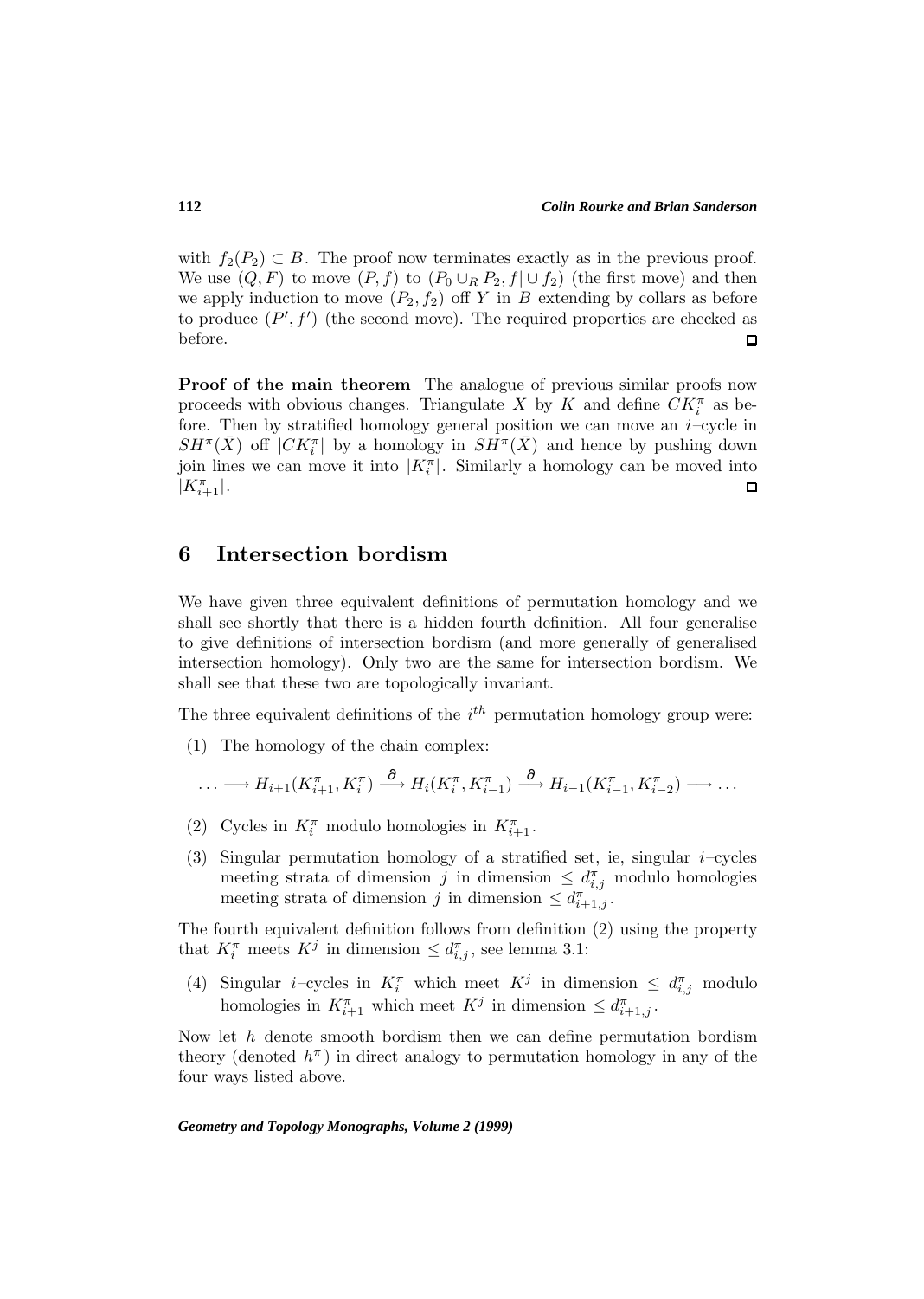with $f_2(P_2) \subset B$. The proof now terminates exactly as in the previous proof. We use $(Q, F)$ to move $(P, f)$ to $(P_0 \cup_R P_2, f| \cup f_2)$ (the first move) and then we apply induction to move $(P_2, f_2)$ off $Y$ in $B$ extending by collars as before to produce $(P', f')$ (the second move). The required properties are checked as before. ◻

**Proof of the main theorem** The analogue of previous similar proofs now proceeds with obvious changes. Triangulate $X$ by $K$ and define $CK_i^\pi$ as before. Then by stratified homology general position we can move an $i$–cycle in $SH^\pi(\bar{X})$ off $|CK_i^\pi|$ by a homology in $SH^\pi(\bar{X})$ and hence by pushing down join lines we can move it into $|K_i^\pi|$. Similarly a homology can be moved into $|K_{i+1}^\pi|$. ◻

## 6 Intersection bordism

We have given three equivalent definitions of permutation homology and we shall see shortly that there is a hidden fourth definition. All four generalise to give definitions of intersection bordism (and more generally of generalised intersection homology). Only two are the same for intersection bordism. We shall see that these two are topologically invariant.

The three equivalent definitions of the $i^{th}$ permutation homology group were:

(1) The homology of the chain complex:

$$\ldots \longrightarrow H_{i+1}(K_{i+1}^\pi, K_i^\pi) \xrightarrow{\partial} H_i(K_i^\pi, K_{i-1}^\pi) \xrightarrow{\partial} H_{i-1}(K_{i-1}^\pi, K_{i-2}^\pi) \longrightarrow \ldots$$

(2) Cycles in $K_i^\pi$ modulo homologies in $K_{i+1}^\pi$.

(3) Singular permutation homology of a stratified set, ie, singular $i$–cycles meeting strata of dimension $j$ in dimension $\leq d_{i,j}^\pi$ modulo homologies meeting strata of dimension $j$ in dimension $\leq d_{i+1,j}^\pi$.

The fourth equivalent definition follows from definition (2) using the property that $K_i^\pi$ meets $K^j$ in dimension $\leq d_{i,j}^\pi$, see lemma 3.1:

(4) Singular $i$–cycles in $K_i^\pi$ which meet $K^j$ in dimension $\leq d_{i,j}^\pi$ modulo homologies in $K_{i+1}^\pi$ which meet $K^j$ in dimension $\leq d_{i+1,j}^\pi$.

Now let $h$ denote smooth bordism then we can define permutation bordism theory (denoted $h^\pi$) in direct analogy to permutation homology in any of the four ways listed above.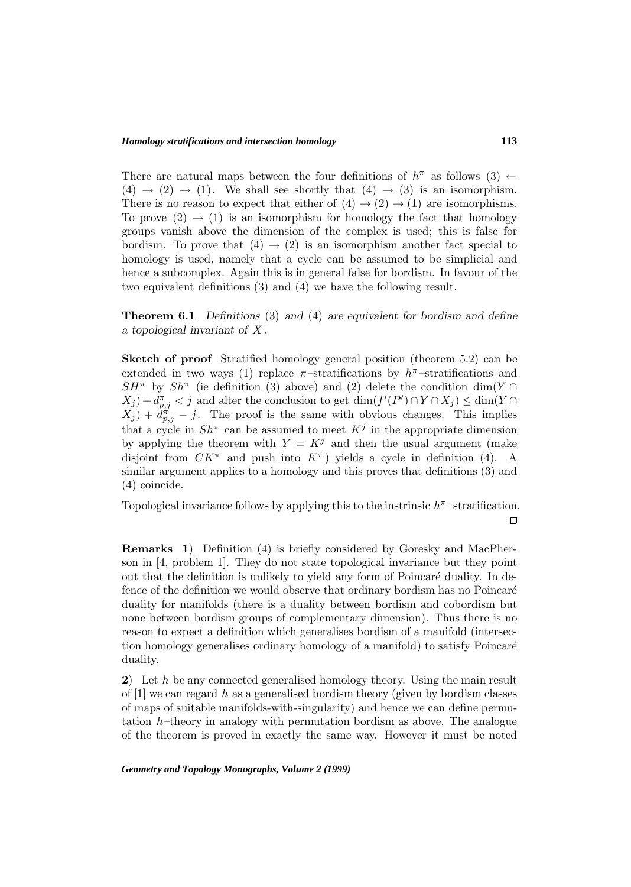There are natural maps between the four definitions of $h^\pi$ as follows $(3) \leftarrow (4) \to (2) \to (1)$. We shall see shortly that $(4) \to (3)$ is an isomorphism. There is no reason to expect that either of $(4) \to (2) \to (1)$ are isomorphisms. To prove $(2) \to (1)$ is an isomorphism for homology the fact that homology groups vanish above the dimension of the complex is used; this is false for bordism. To prove that $(4) \to (2)$ is an isomorphism another fact special to homology is used, namely that a cycle can be assumed to be simplicial and hence a subcomplex. Again this is in general false for bordism. In favour of the two equivalent definitions (3) and (4) we have the following result.

**Theorem 6.1** *Definitions* (3) *and* (4) *are equivalent for bordism and define a topological invariant of $X$.*

**Sketch of proof** Stratified homology general position (theorem 5.2) can be extended in two ways (1) replace $\pi$–stratifications by $h^\pi$–stratifications and $SH^\pi$ by $Sh^\pi$ (ie definition (3) above) and (2) delete the condition $\dim(Y \cap X_j) + d^\pi_{p,j} < j$ and alter the conclusion to get $\dim(f'(P') \cap Y \cap X_j) \leq \dim(Y \cap X_j) + d^\pi_{p,j} - j$. The proof is the same with obvious changes. This implies that a cycle in $Sh^\pi$ can be assumed to meet $K^j$ in the appropriate dimension by applying the theorem with $Y = K^j$ and then the usual argument (make disjoint from $CK^\pi$ and push into $K^\pi$) yields a cycle in definition (4). A similar argument applies to a homology and this proves that definitions (3) and (4) coincide.

Topological invariance follows by applying this to the instrinsic $h^\pi$–stratification. □

**Remarks 1**) Definition (4) is briefly considered by Goresky and MacPherson in [4, problem 1]. They do not state topological invariance but they point out that the definition is unlikely to yield any form of Poincaré duality. In defence of the definition we would observe that ordinary bordism has no Poincaré duality for manifolds (there is a duality between bordism and cobordism but none between bordism groups of complementary dimension). Thus there is no reason to expect a definition which generalises bordism of a manifold (intersection homology generalises ordinary homology of a manifold) to satisfy Poincaré duality.

**2**) Let $h$ be any connected generalised homology theory. Using the main result of [1] we can regard $h$ as a generalised bordism theory (given by bordism classes of maps of suitable manifolds-with-singularity) and hence we can define permutation $h$–theory in analogy with permutation bordism as above. The analogue of the theorem is proved in exactly the same way. However it must be noted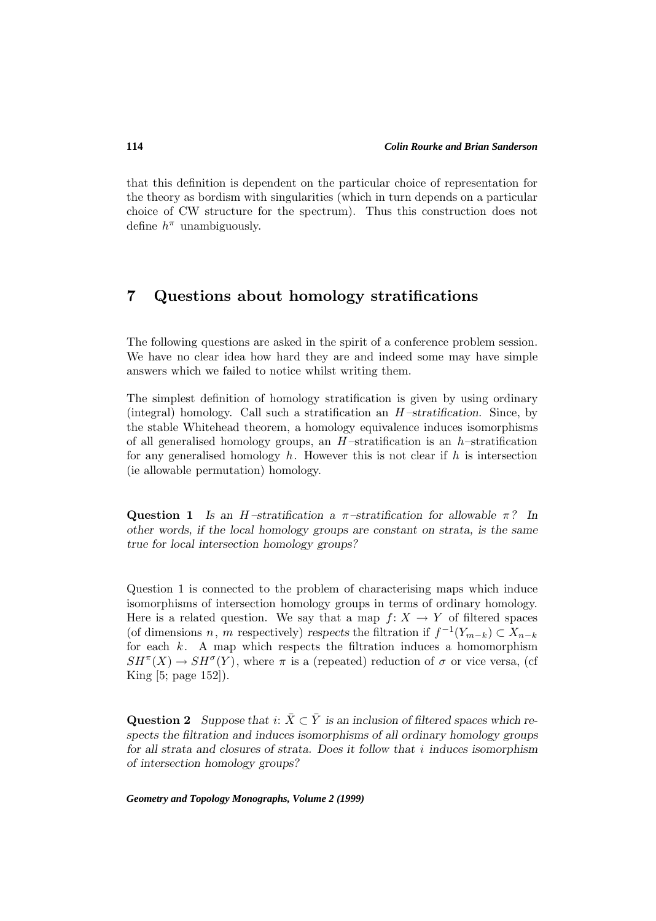that this definition is dependent on the particular choice of representation for the theory as bordism with singularities (which in turn depends on a particular choice of CW structure for the spectrum). Thus this construction does not define $h^\pi$ unambiguously.

## 7 Questions about homology stratifications

The following questions are asked in the spirit of a conference problem session. We have no clear idea how hard they are and indeed some may have simple answers which we failed to notice whilst writing them.

The simplest definition of homology stratification is given by using ordinary (integral) homology. Call such a stratification an *$H$–stratification*. Since, by the stable Whitehead theorem, a homology equivalence induces isomorphisms of all generalised homology groups, an $H$–stratification is an $h$–stratification for any generalised homology $h$. However this is not clear if $h$ is intersection (ie allowable permutation) homology.

**Question 1** *Is an $H$–stratification a $\pi$–stratification for allowable $\pi$? In other words, if the local homology groups are constant on strata, is the same true for local intersection homology groups?*

Question 1 is connected to the problem of characterising maps which induce isomorphisms of intersection homology groups in terms of ordinary homology. Here is a related question. We say that a map $f\colon X \to Y$ of filtered spaces (of dimensions $n$, $m$ respectively) *respects* the filtration if $f^{-1}(Y_{m-k}) \subset X_{n-k}$ for each $k$. A map which respects the filtration induces a homomorphism $SH^\pi(X) \to SH^\sigma(Y)$, where $\pi$ is a (repeated) reduction of $\sigma$ or vice versa, (cf King [5; page 152]).

**Question 2** *Suppose that $i\colon \bar{X} \subset \bar{Y}$ is an inclusion of filtered spaces which respects the filtration and induces isomorphisms of all ordinary homology groups for all strata and closures of strata. Does it follow that $i$ induces isomorphism of intersection homology groups?*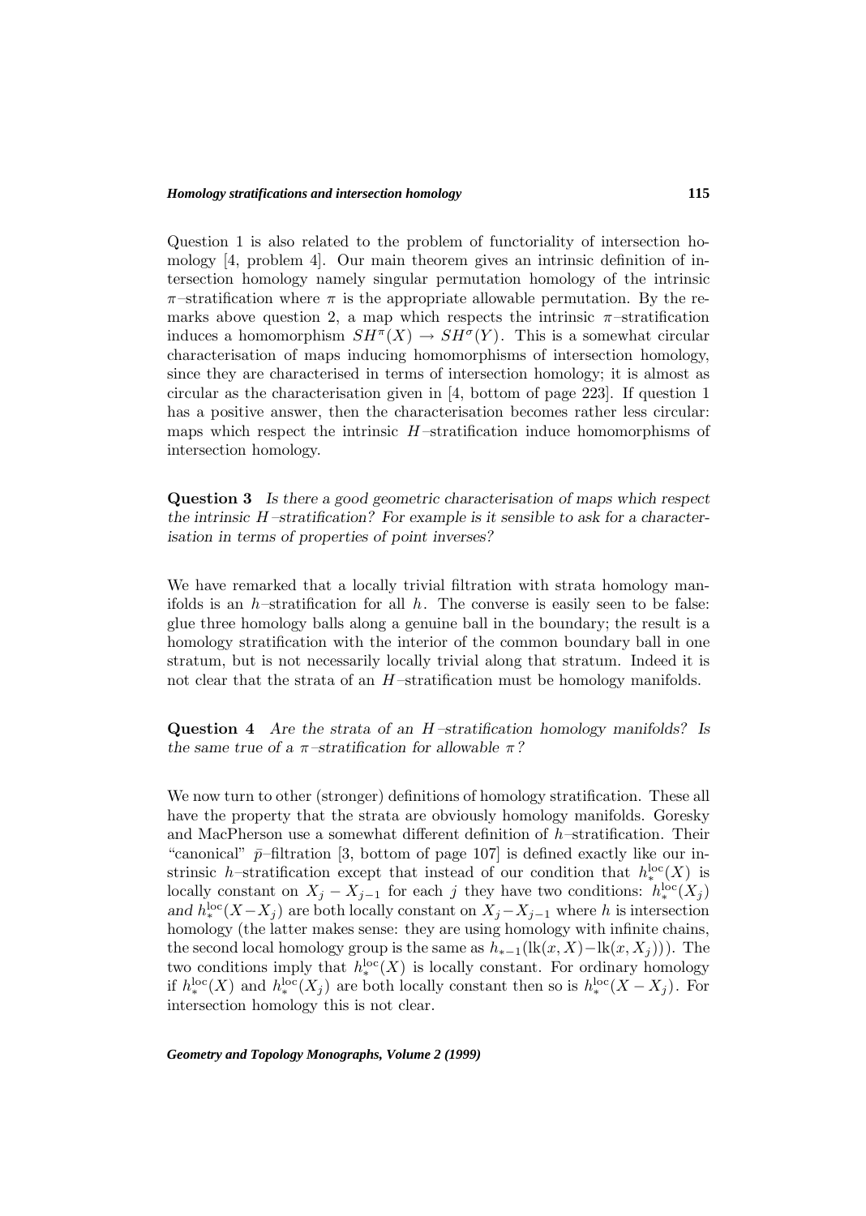Question 1 is also related to the problem of functoriality of intersection homology [4, problem 4]. Our main theorem gives an intrinsic definition of intersection homology namely singular permutation homology of the intrinsic $\pi$–stratification where $\pi$ is the appropriate allowable permutation. By the remarks above question 2, a map which respects the intrinsic $\pi$–stratification induces a homomorphism $SH^\pi(X) \to SH^\sigma(Y)$. This is a somewhat circular characterisation of maps inducing homomorphisms of intersection homology, since they are characterised in terms of intersection homology; it is almost as circular as the characterisation given in [4, bottom of page 223]. If question 1 has a positive answer, then the characterisation becomes rather less circular: maps which respect the intrinsic $H$–stratification induce homomorphisms of intersection homology.

**Question 3** *Is there a good geometric characterisation of maps which respect the intrinsic $H$–stratification? For example is it sensible to ask for a characterisation in terms of properties of point inverses?*

We have remarked that a locally trivial filtration with strata homology manifolds is an $h$–stratification for all $h$. The converse is easily seen to be false: glue three homology balls along a genuine ball in the boundary; the result is a homology stratification with the interior of the common boundary ball in one stratum, but is not necessarily locally trivial along that stratum. Indeed it is not clear that the strata of an $H$–stratification must be homology manifolds.

**Question 4** *Are the strata of an $H$–stratification homology manifolds? Is the same true of a $\pi$–stratification for allowable $\pi$?*

We now turn to other (stronger) definitions of homology stratification. These all have the property that the strata are obviously homology manifolds. Goresky and MacPherson use a somewhat different definition of $h$–stratification. Their "canonical" $\bar{p}$–filtration [3, bottom of page 107] is defined exactly like our instrinsic $h$–stratification except that instead of our condition that $h_*^{\mathrm{loc}}(X)$ is locally constant on $X_j - X_{j-1}$ for each $j$ they have two conditions: $h_*^{\mathrm{loc}}(X_j)$ and $h_*^{\mathrm{loc}}(X - X_j)$ are both locally constant on $X_j - X_{j-1}$ where $h$ is intersection homology (the latter makes sense: they are using homology with infinite chains, the second local homology group is the same as $h_{*-1}(\mathrm{lk}(x, X) - \mathrm{lk}(x, X_j)))$. The two conditions imply that $h_*^{\mathrm{loc}}(X)$ is locally constant. For ordinary homology if $h_*^{\mathrm{loc}}(X)$ and $h_*^{\mathrm{loc}}(X_j)$ are both locally constant then so is $h_*^{\mathrm{loc}}(X - X_j)$. For intersection homology this is not clear.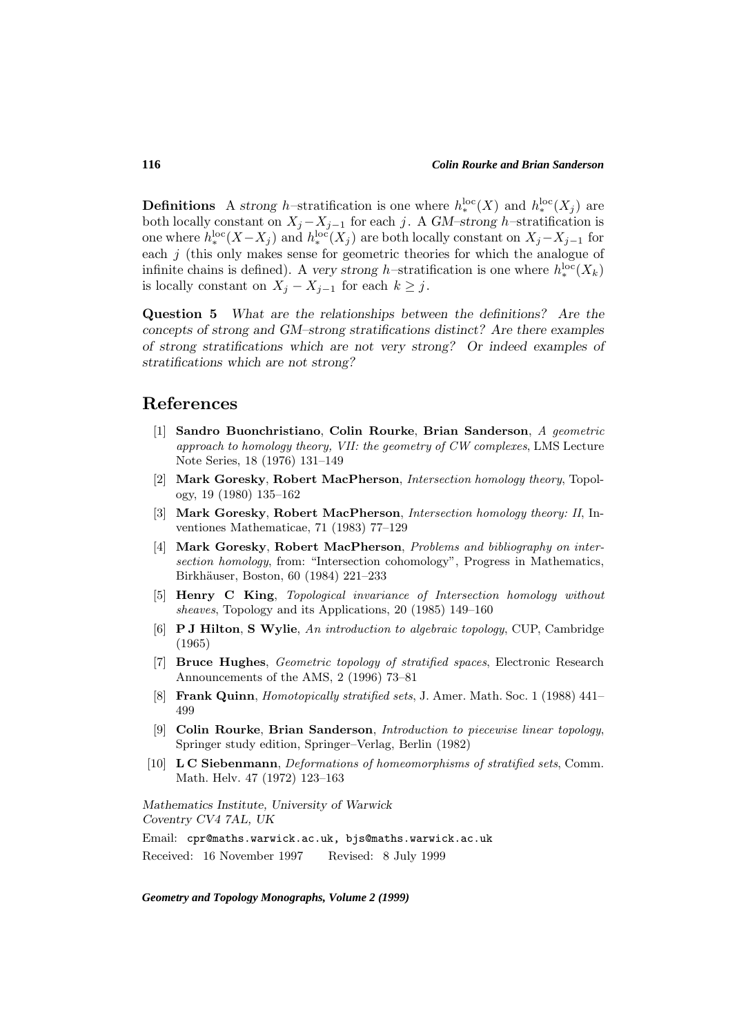**Definitions** A *strong* $h$–stratification is one where $h_*^{\mathrm{loc}}(X)$ and $h_*^{\mathrm{loc}}(X_j)$ are both locally constant on $X_j - X_{j-1}$ for each $j$. A *GM–strong* $h$–stratification is one where $h_*^{\mathrm{loc}}(X - X_j)$ and $h_*^{\mathrm{loc}}(X_j)$ are both locally constant on $X_j - X_{j-1}$ for each $j$ (this only makes sense for geometric theories for which the analogue of infinite chains is defined). A *very strong* $h$–stratification is one where $h_*^{\mathrm{loc}}(X_k)$ is locally constant on $X_j - X_{j-1}$ for each $k \geq j$.

**Question 5** *What are the relationships between the definitions? Are the concepts of strong and GM–strong stratifications distinct? Are there examples of strong stratifications which are not very strong? Or indeed examples of stratifications which are not strong?*

# References

[1] **Sandro Buonchristiano**, **Colin Rourke**, **Brian Sanderson**, *A geometric approach to homology theory, VII: the geometry of CW complexes*, LMS Lecture Note Series, 18 (1976) 131–149

[2] **Mark Goresky**, **Robert MacPherson**, *Intersection homology theory*, Topology, 19 (1980) 135–162

[3] **Mark Goresky**, **Robert MacPherson**, *Intersection homology theory: II*, Inventiones Mathematicae, 71 (1983) 77–129

[4] **Mark Goresky**, **Robert MacPherson**, *Problems and bibliography on intersection homology*, from: "Intersection cohomology", Progress in Mathematics, Birkhäuser, Boston, 60 (1984) 221–233

[5] **Henry C King**, *Topological invariance of Intersection homology without sheaves*, Topology and its Applications, 20 (1985) 149–160

[6] **P J Hilton**, **S Wylie**, *An introduction to algebraic topology*, CUP, Cambridge (1965)

[7] **Bruce Hughes**, *Geometric topology of stratified spaces*, Electronic Research Announcements of the AMS, 2 (1996) 73–81

[8] **Frank Quinn**, *Homotopically stratified sets*, J. Amer. Math. Soc. 1 (1988) 441–499

[9] **Colin Rourke**, **Brian Sanderson**, *Introduction to piecewise linear topology*, Springer study edition, Springer–Verlag, Berlin (1982)

[10] **L C Siebenmann**, *Deformations of homeomorphisms of stratified sets*, Comm. Math. Helv. 47 (1972) 123–163

*Mathematics Institute, University of Warwick*
*Coventry CV4 7AL, UK*

Email: `cpr@maths.warwick.ac.uk, bjs@maths.warwick.ac.uk`

Received: 16 November 1997 Revised: 8 July 1999